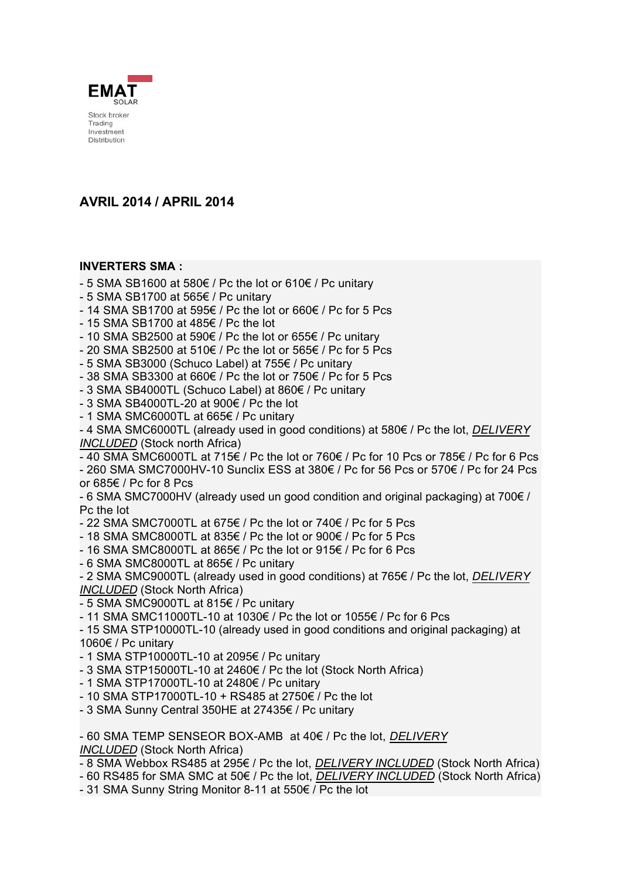EMAT
SOLAR

Stock broker
Trading
Investment
Distribution

## AVRIL 2014 / APRIL 2014

**INVERTERS SMA :**

- 5 SMA SB1600 at 580€ / Pc the lot or 610€ / Pc unitary
- 5 SMA SB1700 at 565€ / Pc unitary
- 14 SMA SB1700 at 595€ / Pc the lot or 660€ / Pc for 5 Pcs
- 15 SMA SB1700 at 485€ / Pc the lot
- 10 SMA SB2500 at 590€ / Pc the lot or 655€ / Pc unitary
- 20 SMA SB2500 at 510€ / Pc the lot or 565€ / Pc for 5 Pcs
- 5 SMA SB3000 (Schuco Label) at 755€ / Pc unitary
- 38 SMA SB3300 at 660€ / Pc the lot or 750€ / Pc for 5 Pcs
- 3 SMA SB4000TL (Schuco Label) at 860€ / Pc unitary
- 3 SMA SB4000TL-20 at 900€ / Pc the lot
- 1 SMA SMC6000TL at 665€ / Pc unitary
- 4 SMA SMC6000TL (already used in good conditions) at 580€ / Pc the lot, ***DELIVERY INCLUDED*** (Stock north Africa)
- 40 SMA SMC6000TL at 715€ / Pc the lot or 760€ / Pc for 10 Pcs or 785€ / Pc for 6 Pcs
- 260 SMA SMC7000HV-10 Sunclix ESS at 380€ / Pc for 56 Pcs or 570€ / Pc for 24 Pcs or 685€ / Pc for 8 Pcs
- 6 SMA SMC7000HV (already used un good condition and original packaging) at 700€ / Pc the lot
- 22 SMA SMC7000TL at 675€ / Pc the lot or 740€ / Pc for 5 Pcs
- 18 SMA SMC8000TL at 835€ / Pc the lot or 900€ / Pc for 5 Pcs
- 16 SMA SMC8000TL at 865€ / Pc the lot or 915€ / Pc for 6 Pcs
- 6 SMA SMC8000TL at 865€ / Pc unitary
- 2 SMA SMC9000TL (already used in good conditions) at 765€ / Pc the lot, ***DELIVERY INCLUDED*** (Stock North Africa)
- 5 SMA SMC9000TL at 815€ / Pc unitary
- 11 SMA SMC11000TL-10 at 1030€ / Pc the lot or 1055€ / Pc for 6 Pcs
- 15 SMA STP10000TL-10 (already used in good conditions and original packaging) at 1060€ / Pc unitary
- 1 SMA STP10000TL-10 at 2095€ / Pc unitary
- 3 SMA STP15000TL-10 at 2460€ / Pc the lot (Stock North Africa)
- 1 SMA STP17000TL-10 at 2480€ / Pc unitary
- 10 SMA STP17000TL-10 + RS485 at 2750€ / Pc the lot
- 3 SMA Sunny Central 350HE at 27435€ / Pc unitary

- 60 SMA TEMP SENSEOR BOX-AMB at 40€ / Pc the lot, ***DELIVERY INCLUDED*** (Stock North Africa)
- 8 SMA Webbox RS485 at 295€ / Pc the lot, ***DELIVERY INCLUDED*** (Stock North Africa)
- 60 RS485 for SMA SMC at 50€ / Pc the lot, ***DELIVERY INCLUDED*** (Stock North Africa)
- 31 SMA Sunny String Monitor 8-11 at 550€ / Pc the lot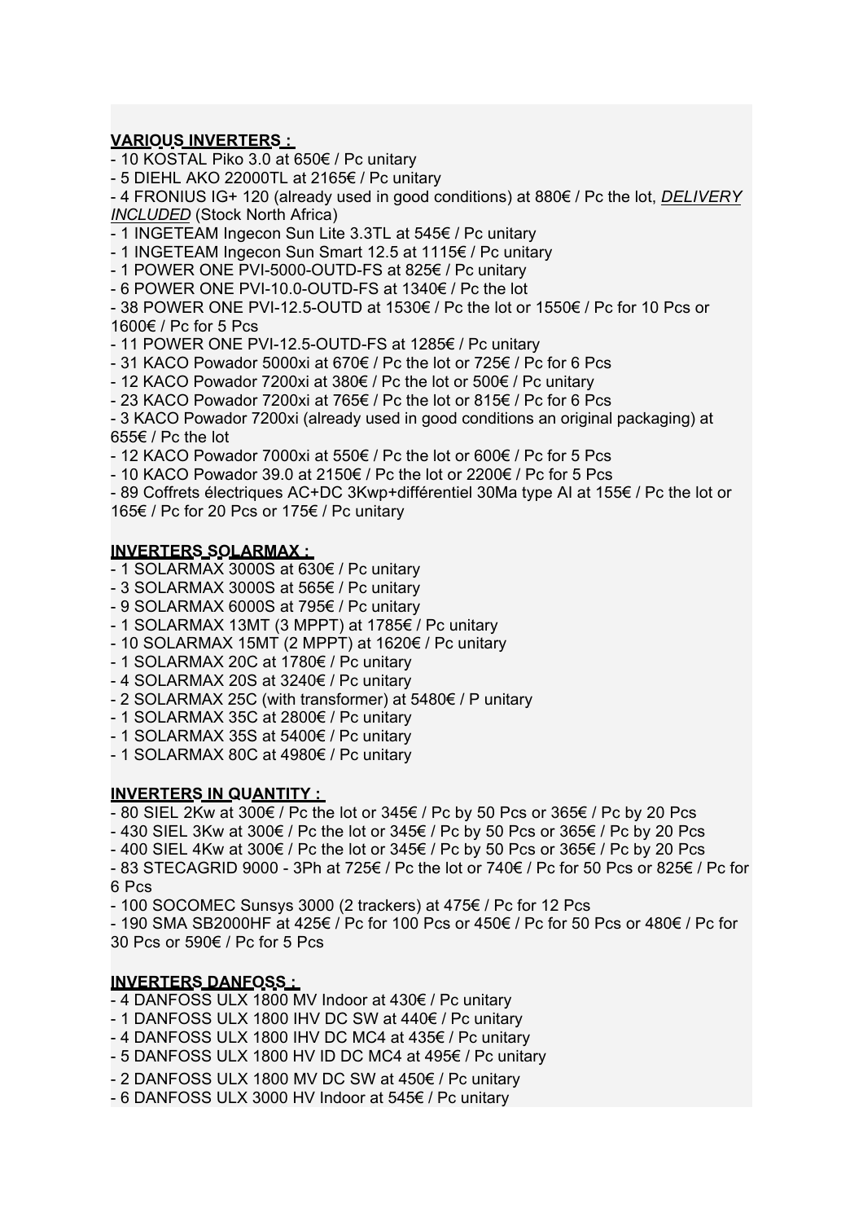**<u>VARIOUS INVERTERS :</u>**

- 10 KOSTAL Piko 3.0 at 650€ / Pc unitary
- 5 DIEHL AKO 22000TL at 2165€ / Pc unitary
- 4 FRONIUS IG+ 120 (already used in good conditions) at 880€ / Pc the lot, ***<u>DELIVERY INCLUDED</u>*** (Stock North Africa)
- 1 INGETEAM Ingecon Sun Lite 3.3TL at 545€ / Pc unitary
- 1 INGETEAM Ingecon Sun Smart 12.5 at 1115€ / Pc unitary
- 1 POWER ONE PVI-5000-OUTD-FS at 825€ / Pc unitary
- 6 POWER ONE PVI-10.0-OUTD-FS at 1340€ / Pc the lot
- 38 POWER ONE PVI-12.5-OUTD at 1530€ / Pc the lot or 1550€ / Pc for 10 Pcs or 1600€ / Pc for 5 Pcs
- 11 POWER ONE PVI-12.5-OUTD-FS at 1285€ / Pc unitary
- 31 KACO Powador 5000xi at 670€ / Pc the lot or 725€ / Pc for 6 Pcs
- 12 KACO Powador 7200xi at 380€ / Pc the lot or 500€ / Pc unitary
- 23 KACO Powador 7200xi at 765€ / Pc the lot or 815€ / Pc for 6 Pcs
- 3 KACO Powador 7200xi (already used in good conditions an original packaging) at 655€ / Pc the lot
- 12 KACO Powador 7000xi at 550€ / Pc the lot or 600€ / Pc for 5 Pcs
- 10 KACO Powador 39.0 at 2150€ / Pc the lot or 2200€ / Pc for 5 Pcs
- 89 Coffrets électriques AC+DC 3Kwp+différentiel 30Ma type AI at 155€ / Pc the lot or 165€ / Pc for 20 Pcs or 175€ / Pc unitary

**<u>INVERTERS SOLARMAX :</u>**

- 1 SOLARMAX 3000S at 630€ / Pc unitary
- 3 SOLARMAX 3000S at 565€ / Pc unitary
- 9 SOLARMAX 6000S at 795€ / Pc unitary
- 1 SOLARMAX 13MT (3 MPPT) at 1785€ / Pc unitary
- 10 SOLARMAX 15MT (2 MPPT) at 1620€ / Pc unitary
- 1 SOLARMAX 20C at 1780€ / Pc unitary
- 4 SOLARMAX 20S at 3240€ / Pc unitary
- 2 SOLARMAX 25C (with transformer) at 5480€ / P unitary
- 1 SOLARMAX 35C at 2800€ / Pc unitary
- 1 SOLARMAX 35S at 5400€ / Pc unitary
- 1 SOLARMAX 80C at 4980€ / Pc unitary

**<u>INVERTERS IN QUANTITY :</u>**

- 80 SIEL 2Kw at 300€ / Pc the lot or 345€ / Pc by 50 Pcs or 365€ / Pc by 20 Pcs
- 430 SIEL 3Kw at 300€ / Pc the lot or 345€ / Pc by 50 Pcs or 365€ / Pc by 20 Pcs
- 400 SIEL 4Kw at 300€ / Pc the lot or 345€ / Pc by 50 Pcs or 365€ / Pc by 20 Pcs
- 83 STECAGRID 9000 - 3Ph at 725€ / Pc the lot or 740€ / Pc for 50 Pcs or 825€ / Pc for 6 Pcs
- 100 SOCOMEC Sunsys 3000 (2 trackers) at 475€ / Pc for 12 Pcs
- 190 SMA SB2000HF at 425€ / Pc for 100 Pcs or 450€ / Pc for 50 Pcs or 480€ / Pc for 30 Pcs or 590€ / Pc for 5 Pcs

**<u>INVERTERS DANFOSS :</u>**

- 4 DANFOSS ULX 1800 MV Indoor at 430€ / Pc unitary
- 1 DANFOSS ULX 1800 IHV DC SW at 440€ / Pc unitary
- 4 DANFOSS ULX 1800 IHV DC MC4 at 435€ / Pc unitary
- 5 DANFOSS ULX 1800 HV ID DC MC4 at 495€ / Pc unitary
- 2 DANFOSS ULX 1800 MV DC SW at 450€ / Pc unitary
- 6 DANFOSS ULX 3000 HV Indoor at 545€ / Pc unitary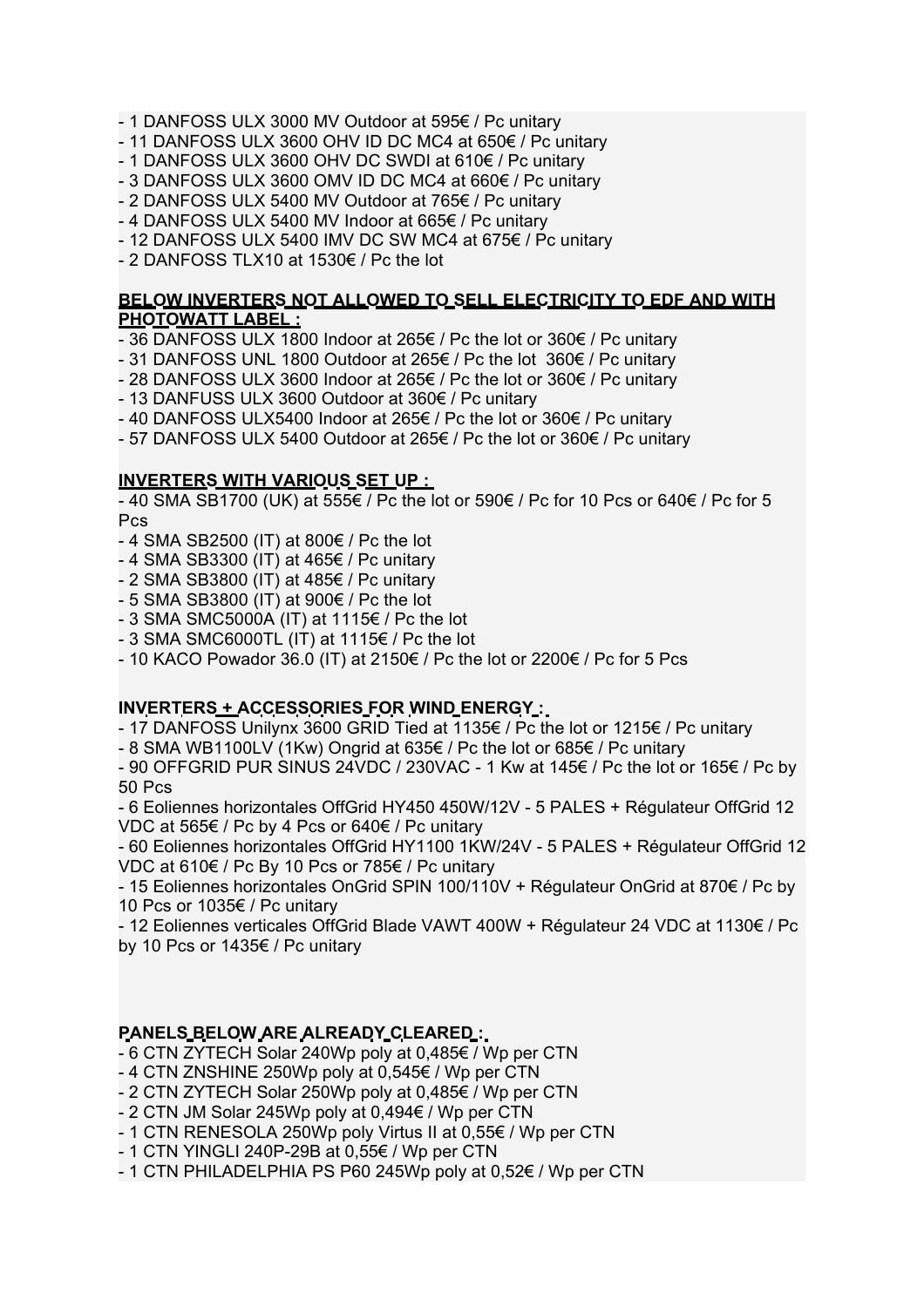- 1 DANFOSS ULX 3000 MV Outdoor at 595€ / Pc unitary
- 11 DANFOSS ULX 3600 OHV ID DC MC4 at 650€ / Pc unitary
- 1 DANFOSS ULX 3600 OHV DC SWDI at 610€ / Pc unitary
- 3 DANFOSS ULX 3600 OMV ID DC MC4 at 660€ / Pc unitary
- 2 DANFOSS ULX 5400 MV Outdoor at 765€ / Pc unitary
- 4 DANFOSS ULX 5400 MV Indoor at 665€ / Pc unitary
- 12 DANFOSS ULX 5400 IMV DC SW MC4 at 675€ / Pc unitary
- 2 DANFOSS TLX10 at 1530€ / Pc the lot

**BELOW INVERTERS NOT ALLOWED TO SELL ELECTRICITY TO EDF AND WITH PHOTOWATT LABEL :**

- 36 DANFOSS ULX 1800 Indoor at 265€ / Pc the lot or 360€ / Pc unitary
- 31 DANFOSS UNL 1800 Outdoor at 265€ / Pc the lot  360€ / Pc unitary
- 28 DANFOSS ULX 3600 Indoor at 265€ / Pc the lot or 360€ / Pc unitary
- 13 DANFUSS ULX 3600 Outdoor at 360€ / Pc unitary
- 40 DANFOSS ULX5400 Indoor at 265€ / Pc the lot or 360€ / Pc unitary
- 57 DANFOSS ULX 5400 Outdoor at 265€ / Pc the lot or 360€ / Pc unitary

**INVERTERS WITH VARIOUS SET UP :**

- 40 SMA SB1700 (UK) at 555€ / Pc the lot or 590€ / Pc for 10 Pcs or 640€ / Pc for 5 Pcs
- 4 SMA SB2500 (IT) at 800€ / Pc the lot
- 4 SMA SB3300 (IT) at 465€ / Pc unitary
- 2 SMA SB3800 (IT) at 485€ / Pc unitary
- 5 SMA SB3800 (IT) at 900€ / Pc the lot
- 3 SMA SMC5000A (IT) at 1115€ / Pc the lot
- 3 SMA SMC6000TL (IT) at 1115€ / Pc the lot
- 10 KACO Powador 36.0 (IT) at 2150€ / Pc the lot or 2200€ / Pc for 5 Pcs

**INVERTERS + ACCESSORIES FOR WIND ENERGY :**

- 17 DANFOSS Unilynx 3600 GRID Tied at 1135€ / Pc the lot or 1215€ / Pc unitary
- 8 SMA WB1100LV (1Kw) Ongrid at 635€ / Pc the lot or 685€ / Pc unitary
- 90 OFFGRID PUR SINUS 24VDC / 230VAC - 1 Kw at 145€ / Pc the lot or 165€ / Pc by 50 Pcs
- 6 Eoliennes horizontales OffGrid HY450 450W/12V - 5 PALES + Régulateur OffGrid 12 VDC at 565€ / Pc by 4 Pcs or 640€ / Pc unitary
- 60 Eoliennes horizontales OffGrid HY1100 1KW/24V - 5 PALES + Régulateur OffGrid 12 VDC at 610€ / Pc By 10 Pcs or 785€ / Pc unitary
- 15 Eoliennes horizontales OnGrid SPIN 100/110V + Régulateur OnGrid at 870€ / Pc by 10 Pcs or 1035€ / Pc unitary
- 12 Eoliennes verticales OffGrid Blade VAWT 400W + Régulateur 24 VDC at 1130€ / Pc by 10 Pcs or 1435€ / Pc unitary

**PANELS BELOW ARE ALREADY CLEARED :**

- 6 CTN ZYTECH Solar 240Wp poly at 0,485€ / Wp per CTN
- 4 CTN ZNSHINE 250Wp poly at 0,545€ / Wp per CTN
- 2 CTN ZYTECH Solar 250Wp poly at 0,485€ / Wp per CTN
- 2 CTN JM Solar 245Wp poly at 0,494€ / Wp per CTN
- 1 CTN RENESOLA 250Wp poly Virtus II at 0,55€ / Wp per CTN
- 1 CTN YINGLI 240P-29B at 0,55€ / Wp per CTN
- 1 CTN PHILADELPHIA PS P60 245Wp poly at 0,52€ / Wp per CTN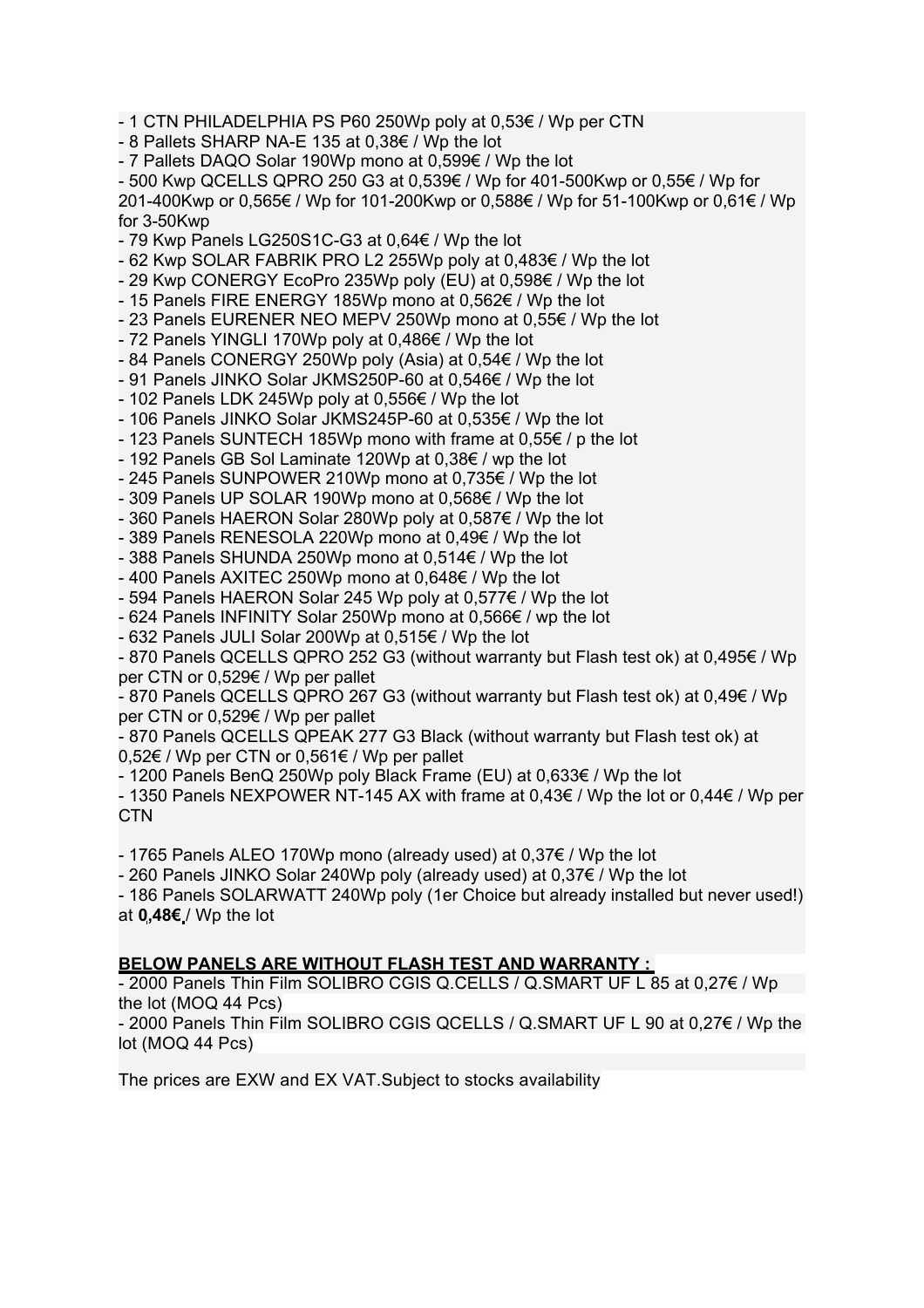- 1 CTN PHILADELPHIA PS P60 250Wp poly at 0,53€ / Wp per CTN
- 8 Pallets SHARP NA-E 135 at 0,38€ / Wp the lot
- 7 Pallets DAQO Solar 190Wp mono at 0,599€ / Wp the lot
- 500 Kwp QCELLS QPRO 250 G3 at 0,539€ / Wp for 401-500Kwp or 0,55€ / Wp for 201-400Kwp or 0,565€ / Wp for 101-200Kwp or 0,588€ / Wp for 51-100Kwp or 0,61€ / Wp for 3-50Kwp
- 79 Kwp Panels LG250S1C-G3 at 0,64€ / Wp the lot
- 62 Kwp SOLAR FABRIK PRO L2 255Wp poly at 0,483€ / Wp the lot
- 29 Kwp CONERGY EcoPro 235Wp poly (EU) at 0,598€ / Wp the lot
- 15 Panels FIRE ENERGY 185Wp mono at 0,562€ / Wp the lot
- 23 Panels EURENER NEO MEPV 250Wp mono at 0,55€ / Wp the lot
- 72 Panels YINGLI 170Wp poly at 0,486€ / Wp the lot
- 84 Panels CONERGY 250Wp poly (Asia) at 0,54€ / Wp the lot
- 91 Panels JINKO Solar JKMS250P-60 at 0,546€ / Wp the lot
- 102 Panels LDK 245Wp poly at 0,556€ / Wp the lot
- 106 Panels JINKO Solar JKMS245P-60 at 0,535€ / Wp the lot
- 123 Panels SUNTECH 185Wp mono with frame at 0,55€ / p the lot
- 192 Panels GB Sol Laminate 120Wp at 0,38€ / wp the lot
- 245 Panels SUNPOWER 210Wp mono at 0,735€ / Wp the lot
- 309 Panels UP SOLAR 190Wp mono at 0,568€ / Wp the lot
- 360 Panels HAERON Solar 280Wp poly at 0,587€ / Wp the lot
- 389 Panels RENESOLA 220Wp mono at 0,49€ / Wp the lot
- 388 Panels SHUNDA 250Wp mono at 0,514€ / Wp the lot
- 400 Panels AXITEC 250Wp mono at 0,648€ / Wp the lot
- 594 Panels HAERON Solar 245 Wp poly at 0,577€ / Wp the lot
- 624 Panels INFINITY Solar 250Wp mono at 0,566€ / wp the lot
- 632 Panels JULI Solar 200Wp at 0,515€ / Wp the lot
- 870 Panels QCELLS QPRO 252 G3 (without warranty but Flash test ok) at 0,495€ / Wp per CTN or 0,529€ / Wp per pallet
- 870 Panels QCELLS QPRO 267 G3 (without warranty but Flash test ok) at 0,49€ / Wp per CTN or 0,529€ / Wp per pallet
- 870 Panels QCELLS QPEAK 277 G3 Black (without warranty but Flash test ok) at 0,52€ / Wp per CTN or 0,561€ / Wp per pallet
- 1200 Panels BenQ 250Wp poly Black Frame (EU) at 0,633€ / Wp the lot
- 1350 Panels NEXPOWER NT-145 AX with frame at 0,43€ / Wp the lot or 0,44€ / Wp per CTN

- 1765 Panels ALEO 170Wp mono (already used) at 0,37€ / Wp the lot
- 260 Panels JINKO Solar 240Wp poly (already used) at 0,37€ / Wp the lot
- 186 Panels SOLARWATT 240Wp poly (1er Choice but already installed but never used!) at **0,48€** / Wp the lot

**BELOW PANELS ARE WITHOUT FLASH TEST AND WARRANTY :**

- 2000 Panels Thin Film SOLIBRO CGIS Q.CELLS / Q.SMART UF L 85 at 0,27€ / Wp the lot (MOQ 44 Pcs)
- 2000 Panels Thin Film SOLIBRO CGIS QCELLS / Q.SMART UF L 90 at 0,27€ / Wp the lot (MOQ 44 Pcs)

The prices are EXW and EX VAT.Subject to stocks availability